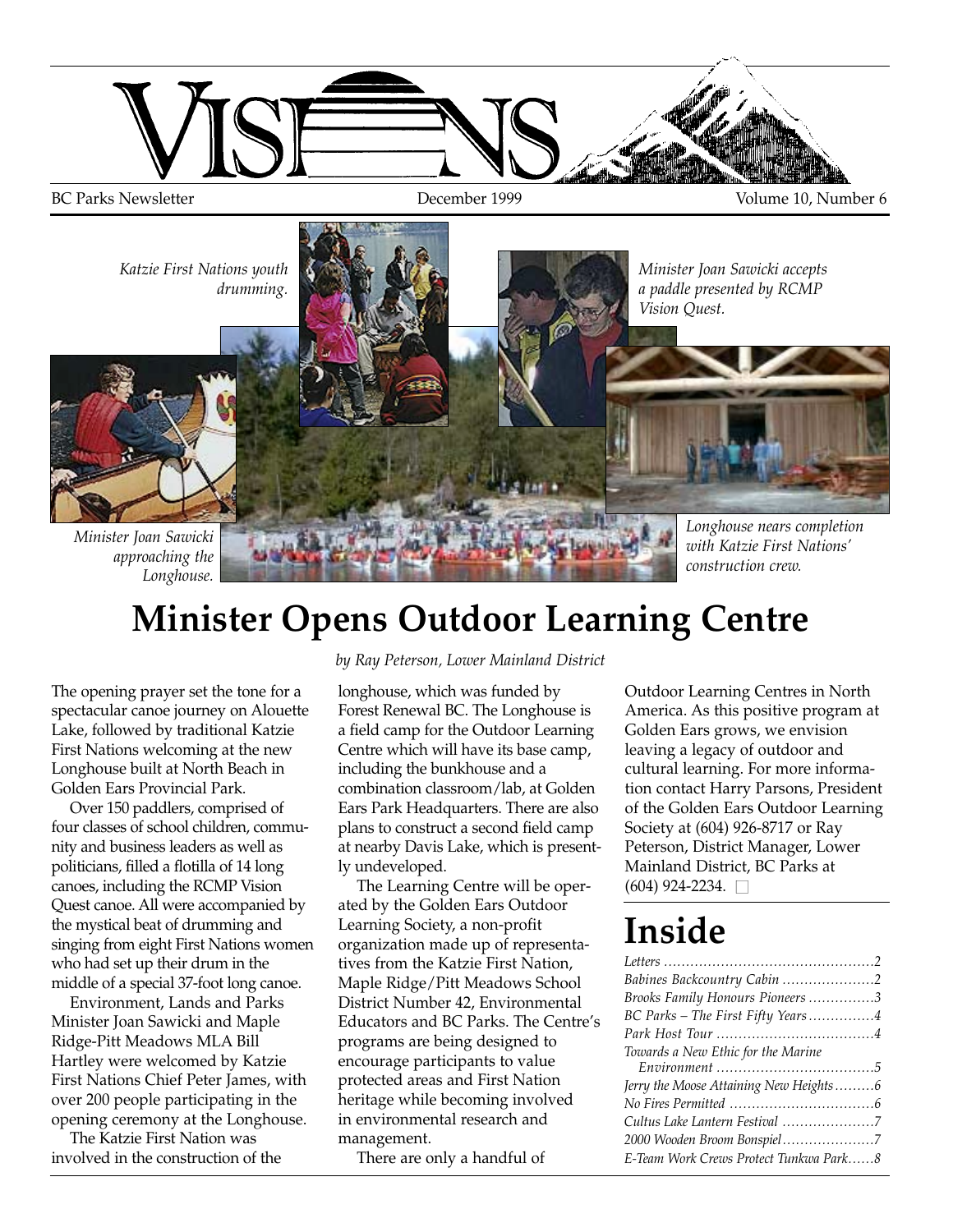# VISIONS

BC Parks Newsletter December 1999 Volume 10, Number 6

*Katzie First Nations youth drumming.*

*Minister Joan Sawicki accepts a paddle presented by RCMP Vision Quest.*

*Minister Joan Sawicki approaching the Longhouse.*

*Longhouse nears completion with Katzie First Nations' construction crew.*

# Minister Opens Outdoor Learning Centre

*by Ray Peterson, Lower Mainland District*

The opening prayer set the tone for a spectacular canoe journey on Alouette Lake, followed by traditional Katzie First Nations welcoming at the new Longhouse built at North Beach in Golden Ears Provincial Park.

Over 150 paddlers, comprised of four classes of school children, community and business leaders as well as politicians, filled a flotilla of 14 long canoes, including the RCMP Vision Quest canoe. All were accompanied by the mystical beat of drumming and singing from eight First Nations women who had set up their drum in the middle of a special 37-foot long canoe.

Environment, Lands and Parks Minister Joan Sawicki and Maple Ridge-Pitt Meadows MLA Bill Hartley were welcomed by Katzie First Nations Chief Peter James, with over 200 people participating in the opening ceremony at the Longhouse.

The Katzie First Nation was involved in the construction of the longhouse, which was funded by Forest Renewal BC. The Longhouse is a field camp for the Outdoor Learning Centre which will have its base camp, including the bunkhouse and a combination classroom/lab, at Golden Ears Park Headquarters. There are also plans to construct a second field camp at nearby Davis Lake, which is presently undeveloped.

The Learning Centre will be operated by the Golden Ears Outdoor Learning Society, a non-profit organization made up of representatives from the Katzie First Nation, Maple Ridge/Pitt Meadows School District Number 42, Environmental Educators and BC Parks. The Centre's programs are being designed to encourage participants to value protected areas and First Nation heritage while becoming involved in environmental research and management.

There are only a handful of Outdoor Learning Centres in North America. As this positive program at Golden Ears grows, we envision leaving a legacy of outdoor and cultural learning. For more information contact Harry Parsons, President of the Golden Ears Outdoor Learning Society at (604) 926-8717 or Ray Peterson, District Manager, Lower Mainland District, BC Parks at (604) 924-2234. □

# Inside

- *Letters* ......2
- *Babines Backcountry Cabin* ......2
- *Brooks Family Honours Pioneers* ......3
- *BC Parks – The First Fifty Years* ......4
- *Park Host Tour* ......4
- *Towards a New Ethic for the Marine Environment* ......5
- *Jerry the Moose Attaining New Heights* ......6
- *No Fires Permitted* ......6
- *Cultus Lake Lantern Festival* ......7
- *2000 Wooden Broom Bonspiel* ......7
- *E-Team Work Crews Protect Tunkwa Park* ......8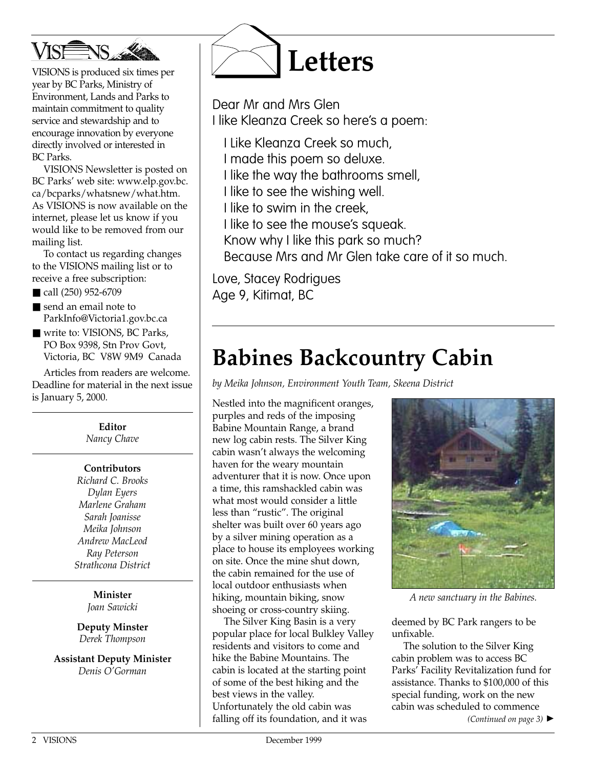VISIONS is produced six times per year by BC Parks, Ministry of Environment, Lands and Parks to maintain commitment to quality service and stewardship and to encourage innovation by everyone directly involved or interested in BC Parks.

VISIONS Newsletter is posted on BC Parks' web site: www.elp.gov.bc.ca/bcparks/whatsnew/what.htm. As VISIONS is now available on the internet, please let us know if you would like to be removed from our mailing list.

To contact us regarding changes to the VISIONS mailing list or to receive a free subscription:

- call (250) 952-6709
- send an email note to ParkInfo@Victoria1.gov.bc.ca
- write to: VISIONS, BC Parks, PO Box 9398, Stn Prov Govt, Victoria, BC V8W 9M9 Canada

Articles from readers are welcome. Deadline for material in the next issue is January 5, 2000.

**Editor**
*Nancy Chave*

**Contributors**
*Richard C. Brooks*
*Dylan Eyers*
*Marlene Graham*
*Sarah Joanisse*
*Meika Johnson*
*Andrew MacLeod*
*Ray Peterson*
*Strathcona District*

**Minister**
*Joan Sawicki*

**Deputy Minster**
*Derek Thompson*

**Assistant Deputy Minister**
*Denis O'Gorman*

# Letters

Dear Mr and Mrs Glen
I like Kleanza Creek so here's a poem:

I Like Kleanza Creek so much,
I made this poem so deluxe.
I like the way the bathrooms smell,
I like to see the wishing well.
I like to swim in the creek,
I like to see the mouse's squeak.
Know why I like this park so much?
Because Mrs and Mr Glen take care of it so much.

Love, Stacey Rodrigues
Age 9, Kitimat, BC

# Babines Backcountry Cabin

*by Meika Johnson, Environment Youth Team, Skeena District*

Nestled into the magnificent oranges, purples and reds of the imposing Babine Mountain Range, a brand new log cabin rests. The Silver King cabin wasn't always the welcoming haven for the weary mountain adventurer that it is now. Once upon a time, this ramshackled cabin was what most would consider a little less than "rustic". The original shelter was built over 60 years ago by a silver mining operation as a place to house its employees working on site. Once the mine shut down, the cabin remained for the use of local outdoor enthusiasts when hiking, mountain biking, snow shoeing or cross-country skiing.

The Silver King Basin is a very popular place for local Bulkley Valley residents and visitors to come and hike the Babine Mountains. The cabin is located at the starting point of some of the best hiking and the best views in the valley. Unfortunately the old cabin was falling off its foundation, and it was deemed by BC Park rangers to be unfixable.

*A new sanctuary in the Babines.*

The solution to the Silver King cabin problem was to access BC Parks' Facility Revitalization fund for assistance. Thanks to $100,000 of this special funding, work on the new cabin was scheduled to commence

*(Continued on page 3)* ►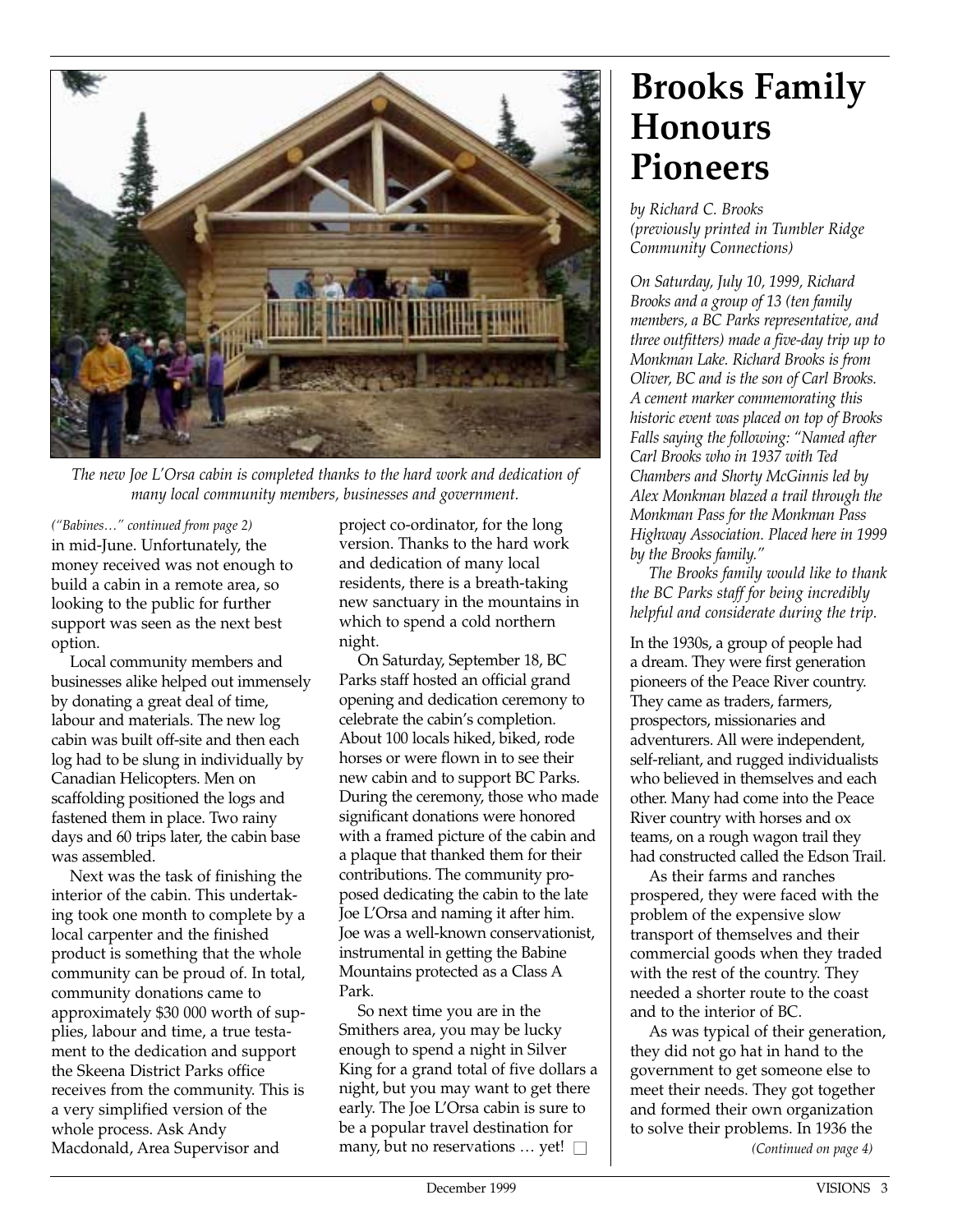*The new Joe L'Orsa cabin is completed thanks to the hard work and dedication of many local community members, businesses and government.*

*("Babines…" continued from page 2)*

in mid-June. Unfortunately, the money received was not enough to build a cabin in a remote area, so looking to the public for further support was seen as the next best option.

Local community members and businesses alike helped out immensely by donating a great deal of time, labour and materials. The new log cabin was built off-site and then each log had to be slung in individually by Canadian Helicopters. Men on scaffolding positioned the logs and fastened them in place. Two rainy days and 60 trips later, the cabin base was assembled.

Next was the task of finishing the interior of the cabin. This undertaking took one month to complete by a local carpenter and the finished product is something that the whole community can be proud of. In total, community donations came to approximately $30 000 worth of supplies, labour and time, a true testament to the dedication and support the Skeena District Parks office receives from the community. This is a very simplified version of the whole process. Ask Andy Macdonald, Area Supervisor and project co-ordinator, for the long version. Thanks to the hard work and dedication of many local residents, there is a breath-taking new sanctuary in the mountains in which to spend a cold northern night.

On Saturday, September 18, BC Parks staff hosted an official grand opening and dedication ceremony to celebrate the cabin's completion. About 100 locals hiked, biked, rode horses or were flown in to see their new cabin and to support BC Parks. During the ceremony, those who made significant donations were honored with a framed picture of the cabin and a plaque that thanked them for their contributions. The community proposed dedicating the cabin to the late Joe L'Orsa and naming it after him. Joe was a well-known conservationist, instrumental in getting the Babine Mountains protected as a Class A Park.

So next time you are in the Smithers area, you may be lucky enough to spend a night in Silver King for a grand total of five dollars a night, but you may want to get there early. The Joe L'Orsa cabin is sure to be a popular travel destination for many, but no reservations … yet! ☐

# Brooks Family Honours Pioneers

*by Richard C. Brooks*
*(previously printed in Tumbler Ridge Community Connections)*

*On Saturday, July 10, 1999, Richard Brooks and a group of 13 (ten family members, a BC Parks representative, and three outfitters) made a five-day trip up to Monkman Lake. Richard Brooks is from Oliver, BC and is the son of Carl Brooks. A cement marker commemorating this historic event was placed on top of Brooks Falls saying the following: "Named after Carl Brooks who in 1937 with Ted Chambers and Shorty McGinnis led by Alex Monkman blazed a trail through the Monkman Pass for the Monkman Pass Highway Association. Placed here in 1999 by the Brooks family."*

*The Brooks family would like to thank the BC Parks staff for being incredibly helpful and considerate during the trip.*

In the 1930s, a group of people had a dream. They were first generation pioneers of the Peace River country. They came as traders, farmers, prospectors, missionaries and adventurers. All were independent, self-reliant, and rugged individualists who believed in themselves and each other. Many had come into the Peace River country with horses and ox teams, on a rough wagon trail they had constructed called the Edson Trail.

As their farms and ranches prospered, they were faced with the problem of the expensive slow transport of themselves and their commercial goods when they traded with the rest of the country. They needed a shorter route to the coast and to the interior of BC.

As was typical of their generation, they did not go hat in hand to the government to get someone else to meet their needs. They got together and formed their own organization to solve their problems. In 1936 the

*(Continued on page 4)*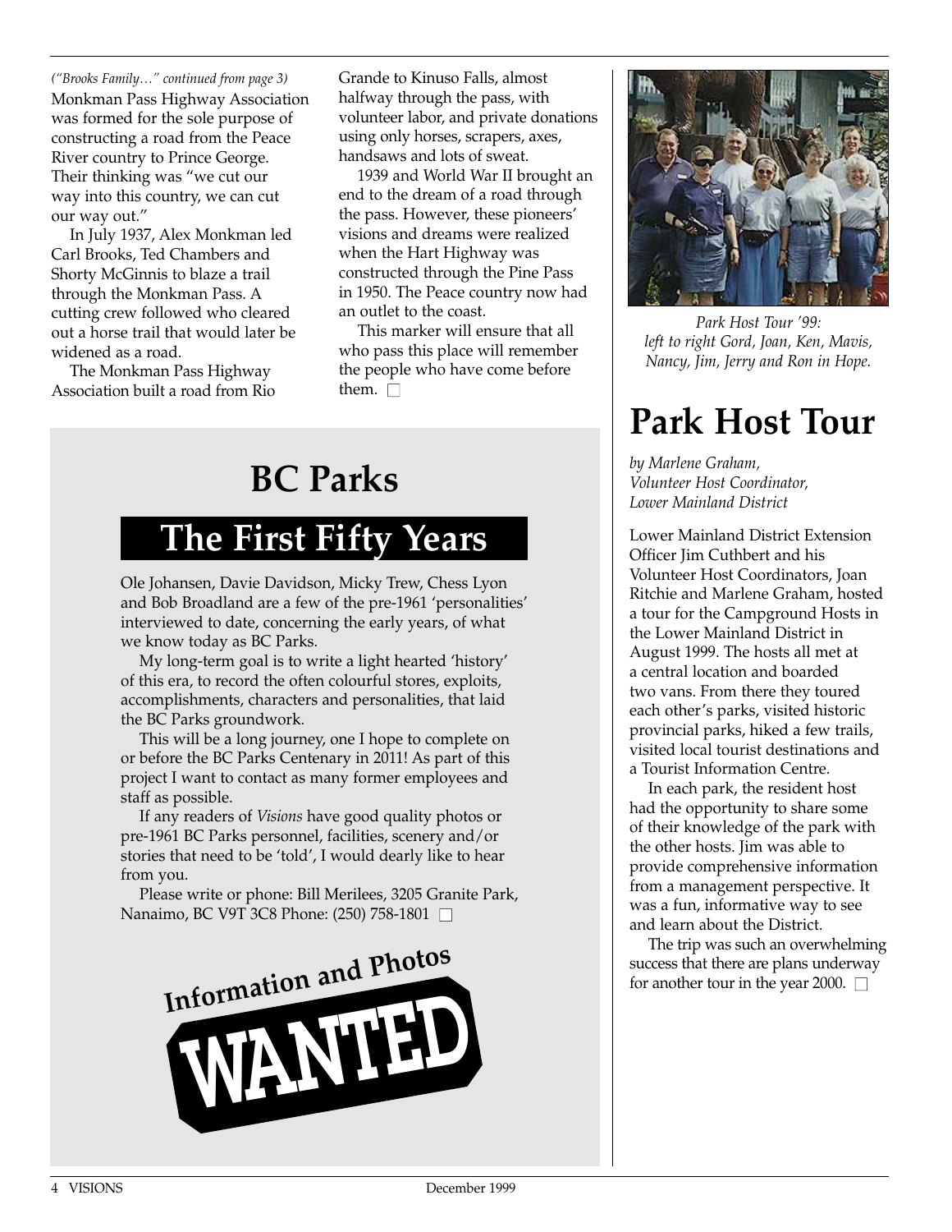*("Brooks Family…" continued from page 3)*

Monkman Pass Highway Association was formed for the sole purpose of constructing a road from the Peace River country to Prince George. Their thinking was "we cut our way into this country, we can cut our way out."

In July 1937, Alex Monkman led Carl Brooks, Ted Chambers and Shorty McGinnis to blaze a trail through the Monkman Pass. A cutting crew followed who cleared out a horse trail that would later be widened as a road.

The Monkman Pass Highway Association built a road from Rio Grande to Kinuso Falls, almost halfway through the pass, with volunteer labor, and private donations using only horses, scrapers, axes, handsaws and lots of sweat.

1939 and World War II brought an end to the dream of a road through the pass. However, these pioneers' visions and dreams were realized when the Hart Highway was constructed through the Pine Pass in 1950. The Peace country now had an outlet to the coast.

This marker will ensure that all who pass this place will remember the people who have come before them. □

# BC Parks

## The First Fifty Years

Ole Johansen, Davie Davidson, Micky Trew, Chess Lyon and Bob Broadland are a few of the pre-1961 'personalities' interviewed to date, concerning the early years, of what we know today as BC Parks.

My long-term goal is to write a light hearted 'history' of this era, to record the often colourful stores, exploits, accomplishments, characters and personalities, that laid the BC Parks groundwork.

This will be a long journey, one I hope to complete on or before the BC Parks Centenary in 2011! As part of this project I want to contact as many former employees and staff as possible.

If any readers of *Visions* have good quality photos or pre-1961 BC Parks personnel, facilities, scenery and/or stories that need to be 'told', I would dearly like to hear from you.

Please write or phone: Bill Merilees, 3205 Granite Park, Nanaimo, BC V9T 3C8 Phone: (250) 758-1801 □

**Information and Photos WANTED**

*Park Host Tour '99: left to right Gord, Joan, Ken, Mavis, Nancy, Jim, Jerry and Ron in Hope.*

# Park Host Tour

*by Marlene Graham, Volunteer Host Coordinator, Lower Mainland District*

Lower Mainland District Extension Officer Jim Cuthbert and his Volunteer Host Coordinators, Joan Ritchie and Marlene Graham, hosted a tour for the Campground Hosts in the Lower Mainland District in August 1999. The hosts all met at a central location and boarded two vans. From there they toured each other's parks, visited historic provincial parks, hiked a few trails, visited local tourist destinations and a Tourist Information Centre.

In each park, the resident host had the opportunity to share some of their knowledge of the park with the other hosts. Jim was able to provide comprehensive information from a management perspective. It was a fun, informative way to see and learn about the District.

The trip was such an overwhelming success that there are plans underway for another tour in the year 2000. □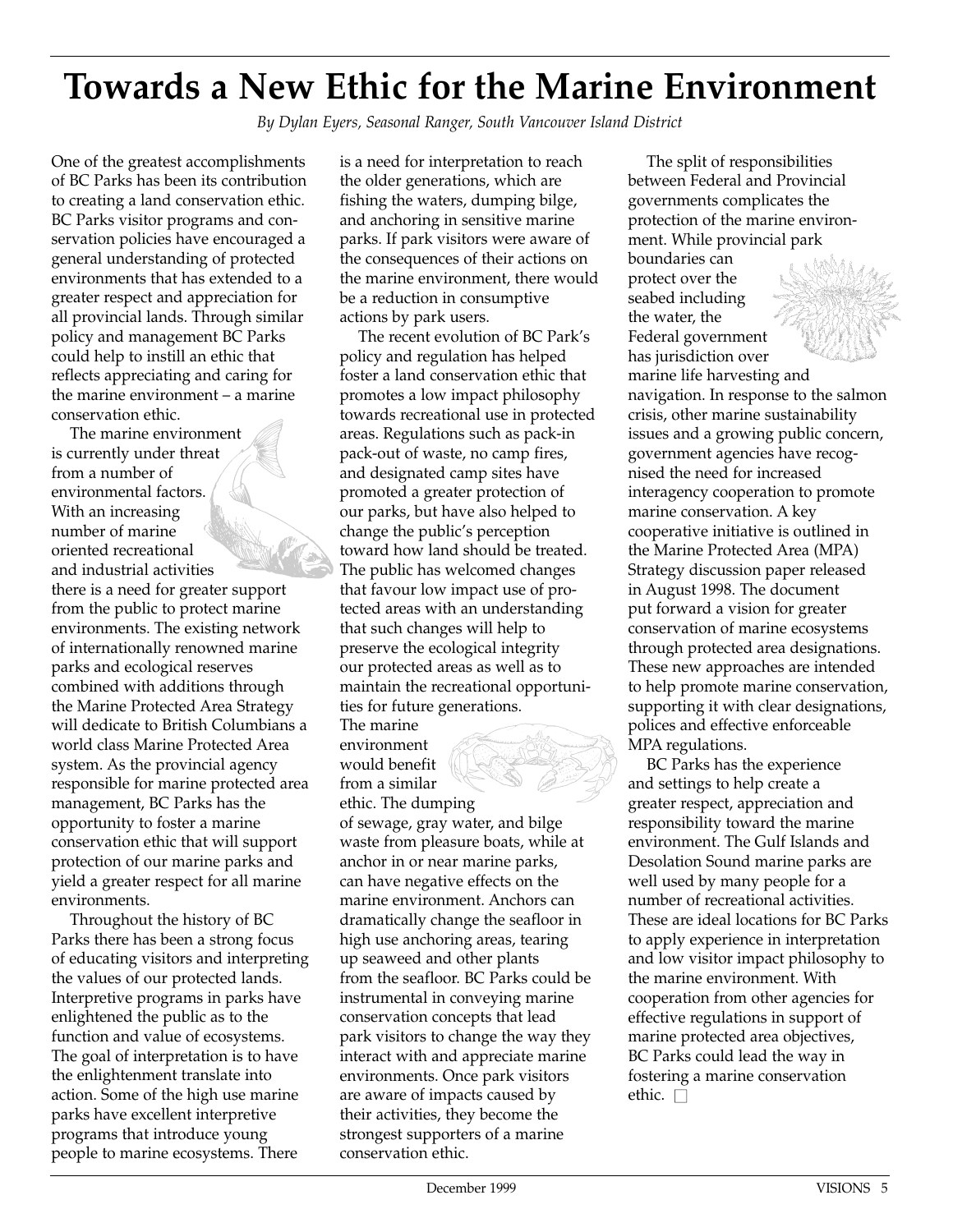# Towards a New Ethic for the Marine Environment

*By Dylan Eyers, Seasonal Ranger, South Vancouver Island District*

One of the greatest accomplishments of BC Parks has been its contribution to creating a land conservation ethic. BC Parks visitor programs and conservation policies have encouraged a general understanding of protected environments that has extended to a greater respect and appreciation for all provincial lands. Through similar policy and management BC Parks could help to instill an ethic that reflects appreciating and caring for the marine environment – a marine conservation ethic.

The marine environment is currently under threat from a number of environmental factors. With an increasing number of marine oriented recreational and industrial activities there is a need for greater support from the public to protect marine environments. The existing network of internationally renowned marine parks and ecological reserves combined with additions through the Marine Protected Area Strategy will dedicate to British Columbians a world class Marine Protected Area system. As the provincial agency responsible for marine protected area management, BC Parks has the opportunity to foster a marine conservation ethic that will support protection of our marine parks and yield a greater respect for all marine environments.

Throughout the history of BC Parks there has been a strong focus of educating visitors and interpreting the values of our protected lands. Interpretive programs in parks have enlightened the public as to the function and value of ecosystems. The goal of interpretation is to have the enlightenment translate into action. Some of the high use marine parks have excellent interpretive programs that introduce young people to marine ecosystems. There is a need for interpretation to reach the older generations, which are fishing the waters, dumping bilge, and anchoring in sensitive marine parks. If park visitors were aware of the consequences of their actions on the marine environment, there would be a reduction in consumptive actions by park users.

The recent evolution of BC Park's policy and regulation has helped foster a land conservation ethic that promotes a low impact philosophy towards recreational use in protected areas. Regulations such as pack-in pack-out of waste, no camp fires, and designated camp sites have promoted a greater protection of our parks, but have also helped to change the public's perception toward how land should be treated. The public has welcomed changes that favour low impact use of protected areas with an understanding that such changes will help to preserve the ecological integrity our protected areas as well as to maintain the recreational opportunities for future generations. The marine environment would benefit from a similar ethic. The dumping of sewage, gray water, and bilge waste from pleasure boats, while at anchor in or near marine parks, can have negative effects on the marine environment. Anchors can dramatically change the seafloor in high use anchoring areas, tearing up seaweed and other plants from the seafloor. BC Parks could be instrumental in conveying marine conservation concepts that lead park visitors to change the way they interact with and appreciate marine environments. Once park visitors are aware of impacts caused by their activities, they become the strongest supporters of a marine conservation ethic.

The split of responsibilities between Federal and Provincial governments complicates the protection of the marine environment. While provincial park boundaries can protect over the seabed including the water, the Federal government has jurisdiction over marine life harvesting and navigation. In response to the salmon crisis, other marine sustainability issues and a growing public concern, government agencies have recognised the need for increased interagency cooperation to promote marine conservation. A key cooperative initiative is outlined in the Marine Protected Area (MPA) Strategy discussion paper released in August 1998. The document put forward a vision for greater conservation of marine ecosystems through protected area designations. These new approaches are intended to help promote marine conservation, supporting it with clear designations, polices and effective enforceable MPA regulations.

BC Parks has the experience and settings to help create a greater respect, appreciation and responsibility toward the marine environment. The Gulf Islands and Desolation Sound marine parks are well used by many people for a number of recreational activities. These are ideal locations for BC Parks to apply experience in interpretation and low visitor impact philosophy to the marine environment. With cooperation from other agencies for effective regulations in support of marine protected area objectives, BC Parks could lead the way in fostering a marine conservation ethic. □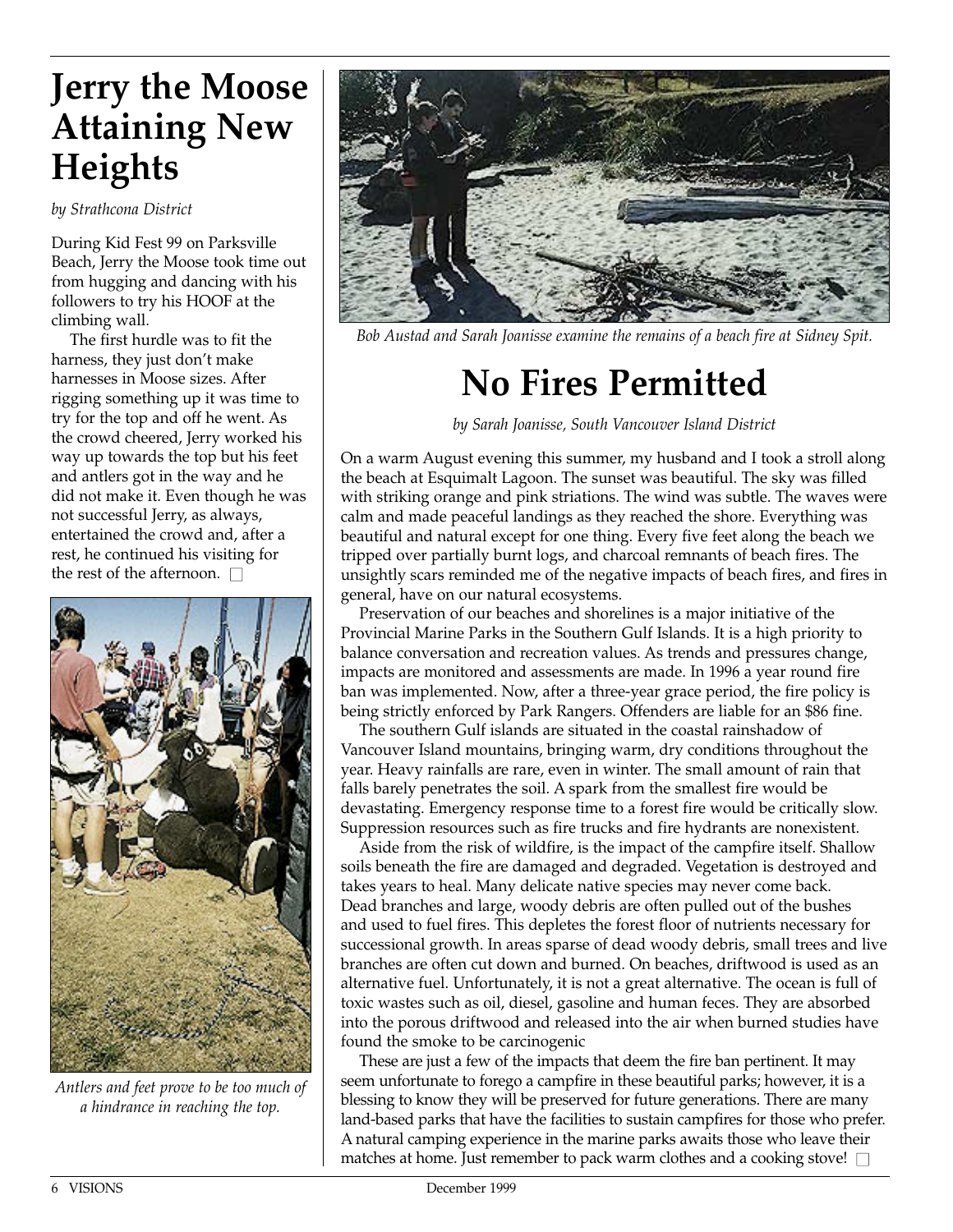# Jerry the Moose Attaining New Heights

*by Strathcona District*

During Kid Fest 99 on Parksville Beach, Jerry the Moose took time out from hugging and dancing with his followers to try his HOOF at the climbing wall.

The first hurdle was to fit the harness, they just don't make harnesses in Moose sizes. After rigging something up it was time to try for the top and off he went. As the crowd cheered, Jerry worked his way up towards the top but his feet and antlers got in the way and he did not make it. Even though he was not successful Jerry, as always, entertained the crowd and, after a rest, he continued his visiting for the rest of the afternoon. □

*Antlers and feet prove to be too much of a hindrance in reaching the top.*

*Bob Austad and Sarah Joanisse examine the remains of a beach fire at Sidney Spit.*

# No Fires Permitted

*by Sarah Joanisse, South Vancouver Island District*

On a warm August evening this summer, my husband and I took a stroll along the beach at Esquimalt Lagoon. The sunset was beautiful. The sky was filled with striking orange and pink striations. The wind was subtle. The waves were calm and made peaceful landings as they reached the shore. Everything was beautiful and natural except for one thing. Every five feet along the beach we tripped over partially burnt logs, and charcoal remnants of beach fires. The unsightly scars reminded me of the negative impacts of beach fires, and fires in general, have on our natural ecosystems.

Preservation of our beaches and shorelines is a major initiative of the Provincial Marine Parks in the Southern Gulf Islands. It is a high priority to balance conversation and recreation values. As trends and pressures change, impacts are monitored and assessments are made. In 1996 a year round fire ban was implemented. Now, after a three-year grace period, the fire policy is being strictly enforced by Park Rangers. Offenders are liable for an $86 fine.

The southern Gulf islands are situated in the coastal rainshadow of Vancouver Island mountains, bringing warm, dry conditions throughout the year. Heavy rainfalls are rare, even in winter. The small amount of rain that falls barely penetrates the soil. A spark from the smallest fire would be devastating. Emergency response time to a forest fire would be critically slow. Suppression resources such as fire trucks and fire hydrants are nonexistent.

Aside from the risk of wildfire, is the impact of the campfire itself. Shallow soils beneath the fire are damaged and degraded. Vegetation is destroyed and takes years to heal. Many delicate native species may never come back. Dead branches and large, woody debris are often pulled out of the bushes and used to fuel fires. This depletes the forest floor of nutrients necessary for successional growth. In areas sparse of dead woody debris, small trees and live branches are often cut down and burned. On beaches, driftwood is used as an alternative fuel. Unfortunately, it is not a great alternative. The ocean is full of toxic wastes such as oil, diesel, gasoline and human feces. They are absorbed into the porous driftwood and released into the air when burned studies have found the smoke to be carcinogenic

These are just a few of the impacts that deem the fire ban pertinent. It may seem unfortunate to forego a campfire in these beautiful parks; however, it is a blessing to know they will be preserved for future generations. There are many land-based parks that have the facilities to sustain campfires for those who prefer. A natural camping experience in the marine parks awaits those who leave their matches at home. Just remember to pack warm clothes and a cooking stove! □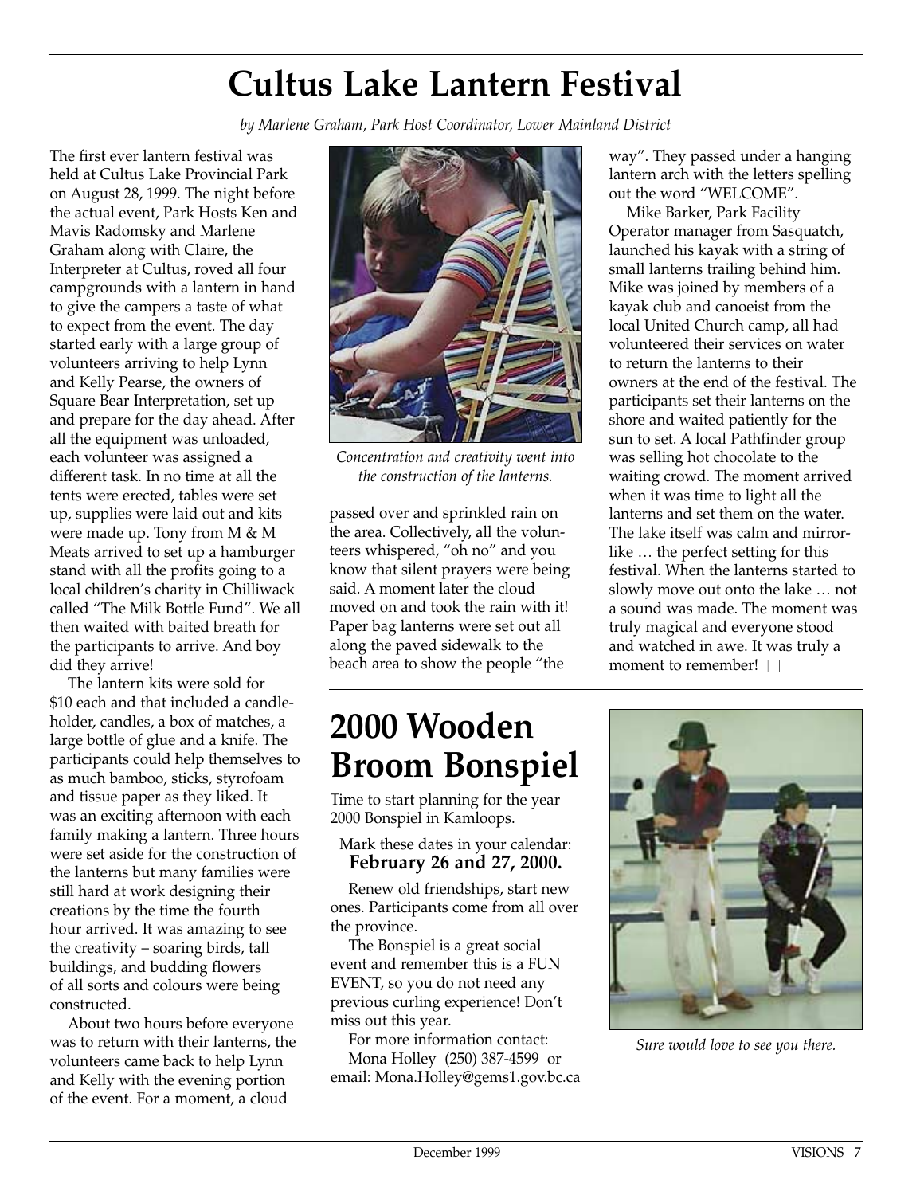# Cultus Lake Lantern Festival

*by Marlene Graham, Park Host Coordinator, Lower Mainland District*

The first ever lantern festival was held at Cultus Lake Provincial Park on August 28, 1999. The night before the actual event, Park Hosts Ken and Mavis Radomsky and Marlene Graham along with Claire, the Interpreter at Cultus, roved all four campgrounds with a lantern in hand to give the campers a taste of what to expect from the event. The day started early with a large group of volunteers arriving to help Lynn and Kelly Pearse, the owners of Square Bear Interpretation, set up and prepare for the day ahead. After all the equipment was unloaded, each volunteer was assigned a different task. In no time at all the tents were erected, tables were set up, supplies were laid out and kits were made up. Tony from M & M Meats arrived to set up a hamburger stand with all the profits going to a local children's charity in Chilliwack called "The Milk Bottle Fund". We all then waited with baited breath for the participants to arrive. And boy did they arrive!

The lantern kits were sold for $10 each and that included a candle-holder, candles, a box of matches, a large bottle of glue and a knife. The participants could help themselves to as much bamboo, sticks, styrofoam and tissue paper as they liked. It was an exciting afternoon with each family making a lantern. Three hours were set aside for the construction of the lanterns but many families were still hard at work designing their creations by the time the fourth hour arrived. It was amazing to see the creativity – soaring birds, tall buildings, and budding flowers of all sorts and colours were being constructed.

About two hours before everyone was to return with their lanterns, the volunteers came back to help Lynn and Kelly with the evening portion of the event. For a moment, a cloud passed over and sprinkled rain on the area. Collectively, all the volunteers whispered, "oh no" and you know that silent prayers were being said. A moment later the cloud moved on and took the rain with it! Paper bag lanterns were set out all along the paved sidewalk to the beach area to show the people "the way". They passed under a hanging lantern arch with the letters spelling out the word "WELCOME".

*Concentration and creativity went into the construction of the lanterns.*

Mike Barker, Park Facility Operator manager from Sasquatch, launched his kayak with a string of small lanterns trailing behind him. Mike was joined by members of a kayak club and canoeist from the local United Church camp, all had volunteered their services on water to return the lanterns to their owners at the end of the festival. The participants set their lanterns on the shore and waited patiently for the sun to set. A local Pathfinder group was selling hot chocolate to the waiting crowd. The moment arrived when it was time to light all the lanterns and set them on the water. The lake itself was calm and mirror-like … the perfect setting for this festival. When the lanterns started to slowly move out onto the lake … not a sound was made. The moment was truly magical and everyone stood and watched in awe. It was truly a moment to remember! □

# 2000 Wooden Broom Bonspiel

Time to start planning for the year 2000 Bonspiel in Kamloops.

Mark these dates in your calendar:
**February 26 and 27, 2000.**

Renew old friendships, start new ones. Participants come from all over the province.

The Bonspiel is a great social event and remember this is a FUN EVENT, so you do not need any previous curling experience! Don't miss out this year.

For more information contact:
Mona Holley (250) 387-4599 or
email: Mona.Holley@gems1.gov.bc.ca

*Sure would love to see you there.*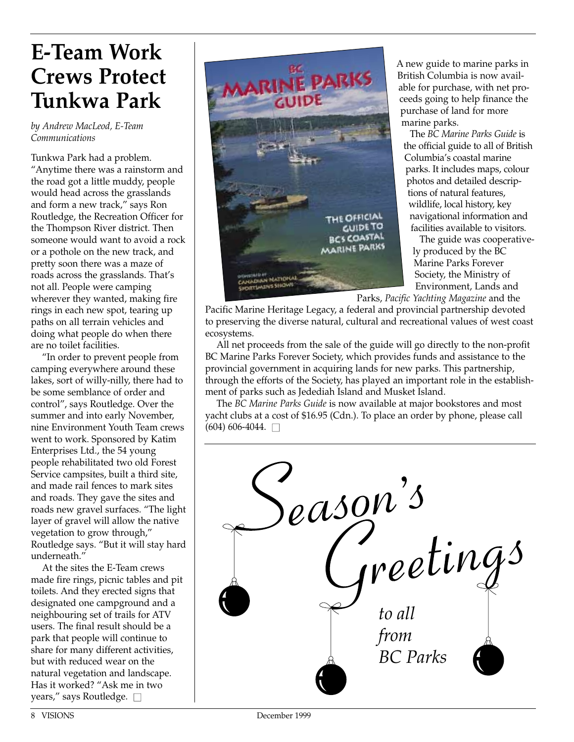# E-Team Work Crews Protect Tunkwa Park

*by Andrew MacLeod, E-Team Communications*

Tunkwa Park had a problem. "Anytime there was a rainstorm and the road got a little muddy, people would head across the grasslands and form a new track," says Ron Routledge, the Recreation Officer for the Thompson River district. Then someone would want to avoid a rock or a pothole on the new track, and pretty soon there was a maze of roads across the grasslands. That's not all. People were camping wherever they wanted, making fire rings in each new spot, tearing up paths on all terrain vehicles and doing what people do when there are no toilet facilities.

"In order to prevent people from camping everywhere around these lakes, sort of willy-nilly, there had to be some semblance of order and control", says Routledge. Over the summer and into early November, nine Environment Youth Team crews went to work. Sponsored by Katim Enterprises Ltd., the 54 young people rehabilitated two old Forest Service campsites, built a third site, and made rail fences to mark sites and roads. They gave the sites and roads new gravel surfaces. "The light layer of gravel will allow the native vegetation to grow through," Routledge says. "But it will stay hard underneath."

At the sites the E-Team crews made fire rings, picnic tables and pit toilets. And they erected signs that designated one campground and a neighbouring set of trails for ATV users. The final result should be a park that people will continue to share for many different activities, but with reduced wear on the natural vegetation and landscape. Has it worked? "Ask me in two years," says Routledge. □

A new guide to marine parks in British Columbia is now available for purchase, with net proceeds going to help finance the purchase of land for more marine parks.

The *BC Marine Parks Guide* is the official guide to all of British Columbia's coastal marine parks. It includes maps, colour photos and detailed descriptions of natural features, wildlife, local history, key navigational information and facilities available to visitors.

The guide was cooperatively produced by the BC Marine Parks Forever Society, the Ministry of Environment, Lands and Parks, *Pacific Yachting Magazine* and the Pacific Marine Heritage Legacy, a federal and provincial partnership devoted to preserving the diverse natural, cultural and recreational values of west coast ecosystems.

All net proceeds from the sale of the guide will go directly to the non-profit BC Marine Parks Forever Society, which provides funds and assistance to the provincial government in acquiring lands for new parks. This partnership, through the efforts of the Society, has played an important role in the establishment of parks such as Jedediah Island and Musket Island.

The *BC Marine Parks Guide* is now available at major bookstores and most yacht clubs at a cost of $16.95 (Cdn.). To place an order by phone, please call (604) 606-4044. □

*Season's Greetings*

*to all from BC Parks*